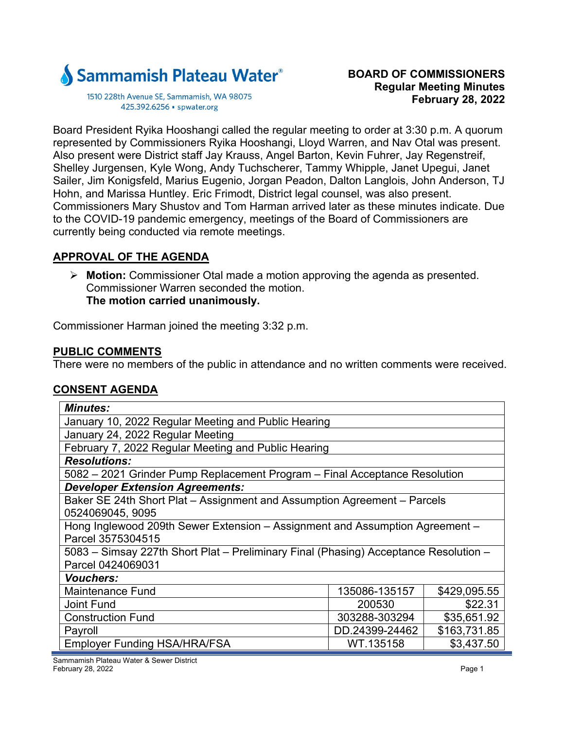**Sammamish Plateau Water**

1510 228th Avenue SE, Sammamish, WA 98075
425.392.6256 ▪ spwater.org

**BOARD OF COMMISSIONERS**
**Regular Meeting Minutes**
**February 28, 2022**

Board President Ryika Hooshangi called the regular meeting to order at 3:30 p.m. A quorum represented by Commissioners Ryika Hooshangi, Lloyd Warren, and Nav Otal was present. Also present were District staff Jay Krauss, Angel Barton, Kevin Fuhrer, Jay Regenstreif, Shelley Jurgensen, Kyle Wong, Andy Tuchscherer, Tammy Whipple, Janet Upegui, Janet Sailer, Jim Konigsfeld, Marius Eugenio, Jorgan Peadon, Dalton Langlois, John Anderson, TJ Hohn, and Marissa Huntley. Eric Frimodt, District legal counsel, was also present. Commissioners Mary Shustov and Tom Harman arrived later as these minutes indicate. Due to the COVID-19 pandemic emergency, meetings of the Board of Commissioners are currently being conducted via remote meetings.

## APPROVAL OF THE AGENDA

- **Motion:** Commissioner Otal made a motion approving the agenda as presented. Commissioner Warren seconded the motion.
  **The motion carried unanimously.**

Commissioner Harman joined the meeting 3:32 p.m.

## PUBLIC COMMENTS

There were no members of the public in attendance and no written comments were received.

## CONSENT AGENDA

| ***Minutes:*** | | |
|---|---|---|
| January 10, 2022 Regular Meeting and Public Hearing | | |
| January 24, 2022 Regular Meeting | | |
| February 7, 2022 Regular Meeting and Public Hearing | | |
| ***Resolutions:*** | | |
| 5082 – 2021 Grinder Pump Replacement Program – Final Acceptance Resolution | | |
| ***Developer Extension Agreements:*** | | |
| Baker SE 24th Short Plat – Assignment and Assumption Agreement – Parcels 0524069045, 9095 | | |
| Hong Inglewood 209th Sewer Extension – Assignment and Assumption Agreement – Parcel 3575304515 | | |
| 5083 – Simsay 227th Short Plat – Preliminary Final (Phasing) Acceptance Resolution – Parcel 0424069031 | | |
| ***Vouchers:*** | | |
| Maintenance Fund | 135086-135157 | $429,095.55 |
| Joint Fund | 200530 | $22.31 |
| Construction Fund | 303288-303294 | $35,651.92 |
| Payroll | DD.24399-24462 | $163,731.85 |
| Employer Funding HSA/HRA/FSA | WT.135158 | $3,437.50 |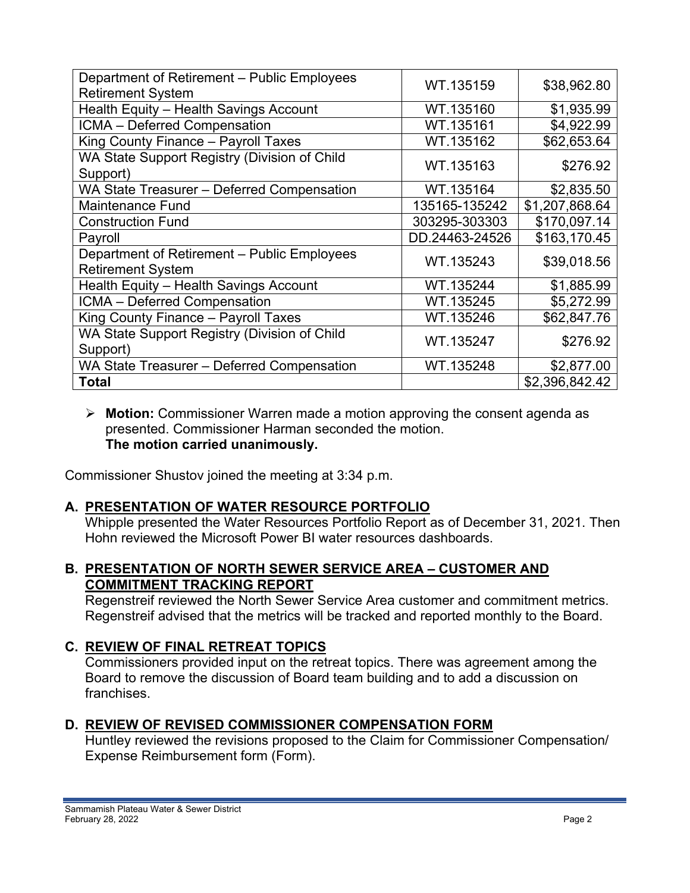| Department of Retirement – Public Employees Retirement System | WT.135159 | $38,962.80 |
|---|---|---|
| Health Equity – Health Savings Account | WT.135160 | $1,935.99 |
| ICMA – Deferred Compensation | WT.135161 | $4,922.99 |
| King County Finance – Payroll Taxes | WT.135162 | $62,653.64 |
| WA State Support Registry (Division of Child Support) | WT.135163 | $276.92 |
| WA State Treasurer – Deferred Compensation | WT.135164 | $2,835.50 |
| Maintenance Fund | 135165-135242 | $1,207,868.64 |
| Construction Fund | 303295-303303 | $170,097.14 |
| Payroll | DD.24463-24526 | $163,170.45 |
| Department of Retirement – Public Employees Retirement System | WT.135243 | $39,018.56 |
| Health Equity – Health Savings Account | WT.135244 | $1,885.99 |
| ICMA – Deferred Compensation | WT.135245 | $5,272.99 |
| King County Finance – Payroll Taxes | WT.135246 | $62,847.76 |
| WA State Support Registry (Division of Child Support) | WT.135247 | $276.92 |
| WA State Treasurer – Deferred Compensation | WT.135248 | $2,877.00 |
| **Total** | | $2,396,842.42 |

- **Motion:** Commissioner Warren made a motion approving the consent agenda as presented. Commissioner Harman seconded the motion.
  **The motion carried unanimously.**

Commissioner Shustov joined the meeting at 3:34 p.m.

### A. PRESENTATION OF WATER RESOURCE PORTFOLIO

Whipple presented the Water Resources Portfolio Report as of December 31, 2021. Then Hohn reviewed the Microsoft Power BI water resources dashboards.

### B. PRESENTATION OF NORTH SEWER SERVICE AREA – CUSTOMER AND COMMITMENT TRACKING REPORT

Regenstreif reviewed the North Sewer Service Area customer and commitment metrics. Regenstreif advised that the metrics will be tracked and reported monthly to the Board.

### C. REVIEW OF FINAL RETREAT TOPICS

Commissioners provided input on the retreat topics. There was agreement among the Board to remove the discussion of Board team building and to add a discussion on franchises.

### D. REVIEW OF REVISED COMMISSIONER COMPENSATION FORM

Huntley reviewed the revisions proposed to the Claim for Commissioner Compensation/ Expense Reimbursement form (Form).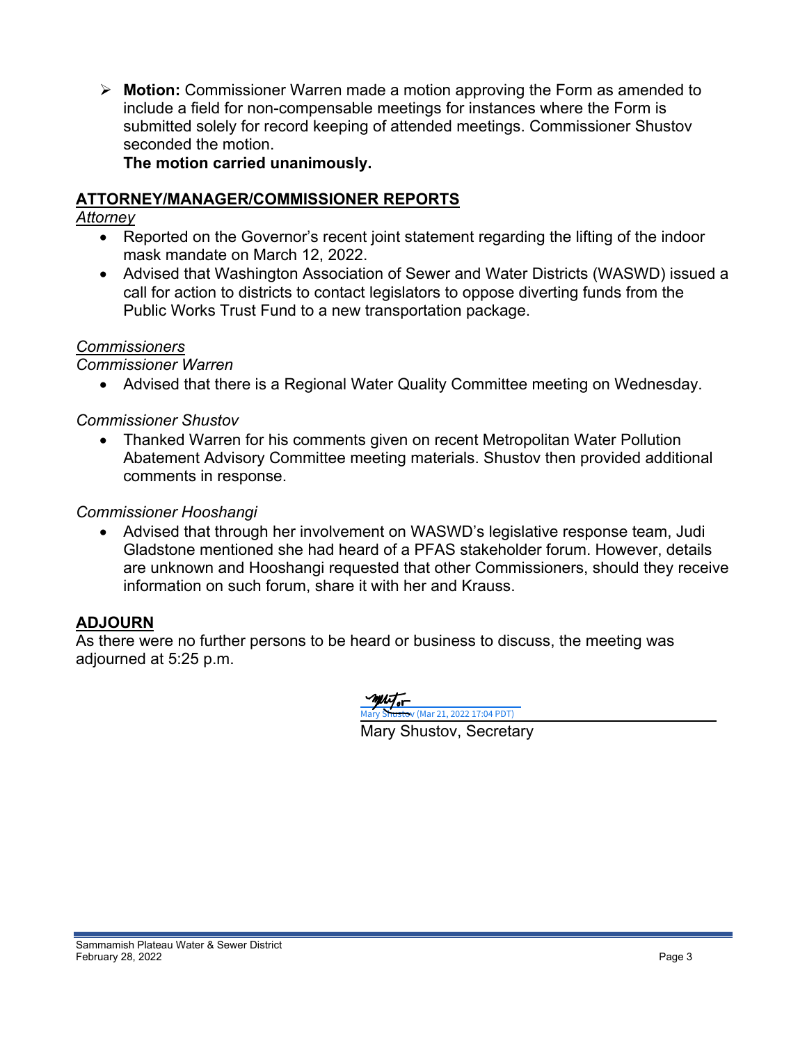- **Motion:** Commissioner Warren made a motion approving the Form as amended to include a field for non-compensable meetings for instances where the Form is submitted solely for record keeping of attended meetings. Commissioner Shustov seconded the motion.
  **The motion carried unanimously.**

## ATTORNEY/MANAGER/COMMISSIONER REPORTS

*Attorney*

- Reported on the Governor's recent joint statement regarding the lifting of the indoor mask mandate on March 12, 2022.
- Advised that Washington Association of Sewer and Water Districts (WASWD) issued a call for action to districts to contact legislators to oppose diverting funds from the Public Works Trust Fund to a new transportation package.

*Commissioners*

*Commissioner Warren*

- Advised that there is a Regional Water Quality Committee meeting on Wednesday.

*Commissioner Shustov*

- Thanked Warren for his comments given on recent Metropolitan Water Pollution Abatement Advisory Committee meeting materials. Shustov then provided additional comments in response.

*Commissioner Hooshangi*

- Advised that through her involvement on WASWD's legislative response team, Judi Gladstone mentioned she had heard of a PFAS stakeholder forum. However, details are unknown and Hooshangi requested that other Commissioners, should they receive information on such forum, share it with her and Krauss.

## ADJOURN

As there were no further persons to be heard or business to discuss, the meeting was adjourned at 5:25 p.m.

Mary Shustov (Mar 21, 2022 17:04 PDT)

Mary Shustov, Secretary